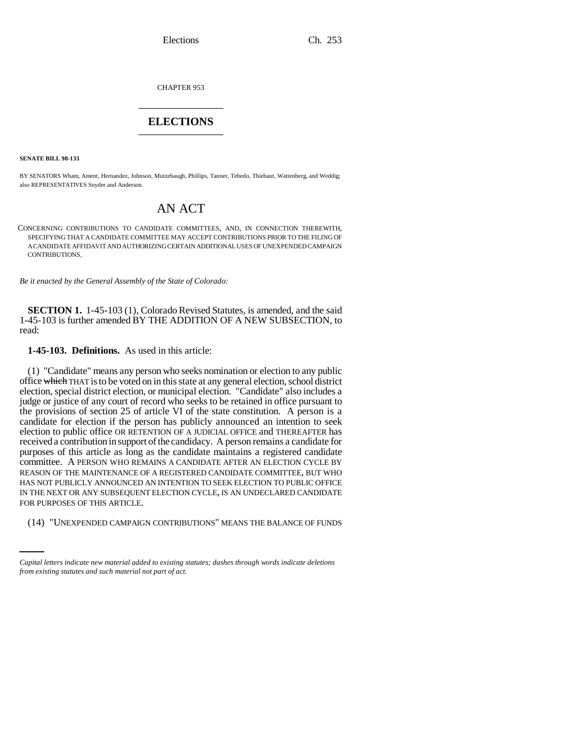CHAPTER 953

# ELECTIONS

**SENATE BILL 98-133**

BY SENATORS Wham, Ament, Hernandez, Johnson, Mutzebaugh, Phillips, Tanner, Tebedo, Thiebaut, Wattenberg, and Weddig; also REPRESENTATIVES Snyder and Anderson.

# AN ACT

CONCERNING CONTRIBUTIONS TO CANDIDATE COMMITTEES, AND, IN CONNECTION THEREWITH, SPECIFYING THAT A CANDIDATE COMMITTEE MAY ACCEPT CONTRIBUTIONS PRIOR TO THE FILING OF A CANDIDATE AFFIDAVIT AND AUTHORIZING CERTAIN ADDITIONAL USES OF UNEXPENDED CAMPAIGN CONTRIBUTIONS.

*Be it enacted by the General Assembly of the State of Colorado:*

**SECTION 1.** 1-45-103 (1), Colorado Revised Statutes, is amended, and the said 1-45-103 is further amended BY THE ADDITION OF A NEW SUBSECTION, to read:

**1-45-103. Definitions.** As used in this article:

(1) "Candidate" means any person who seeks nomination or election to any public office ~~which~~ THAT is to be voted on in this state at any general election, school district election, special district election, or municipal election. "Candidate" also includes a judge or justice of any court of record who seeks to be retained in office pursuant to the provisions of section 25 of article VI of the state constitution. A person is a candidate for election if the person has publicly announced an intention to seek election to public office OR RETENTION OF A JUDICIAL OFFICE and THEREAFTER has received a contribution in support of the candidacy. A person remains a candidate for purposes of this article as long as the candidate maintains a registered candidate committee. A PERSON WHO REMAINS A CANDIDATE AFTER AN ELECTION CYCLE BY REASON OF THE MAINTENANCE OF A REGISTERED CANDIDATE COMMITTEE, BUT WHO HAS NOT PUBLICLY ANNOUNCED AN INTENTION TO SEEK ELECTION TO PUBLIC OFFICE IN THE NEXT OR ANY SUBSEQUENT ELECTION CYCLE, IS AN UNDECLARED CANDIDATE FOR PURPOSES OF THIS ARTICLE.

(14) "UNEXPENDED CAMPAIGN CONTRIBUTIONS" MEANS THE BALANCE OF FUNDS

*Capital letters indicate new material added to existing statutes; dashes through words indicate deletions from existing statutes and such material not part of act.*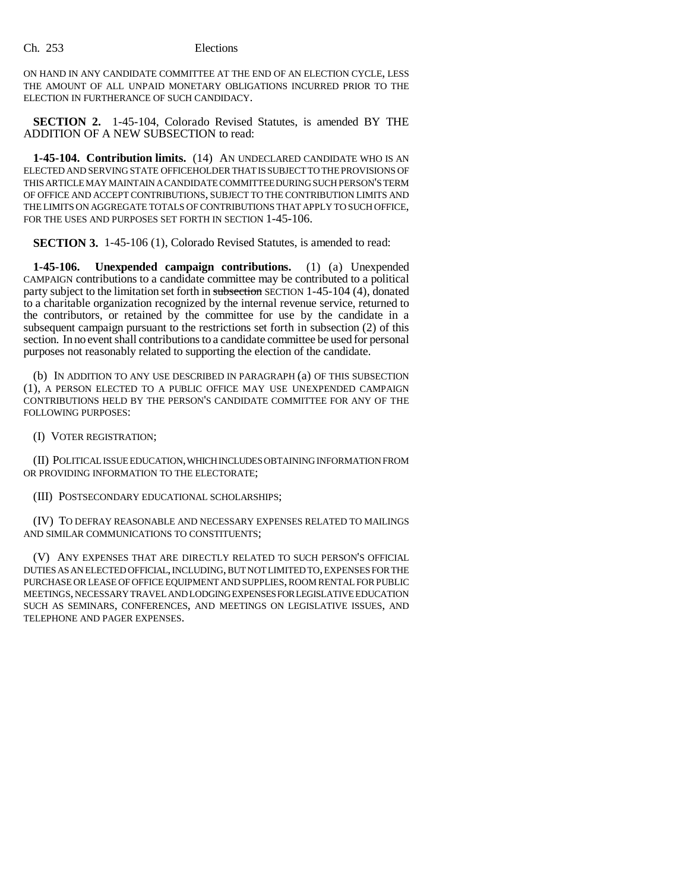ON HAND IN ANY CANDIDATE COMMITTEE AT THE END OF AN ELECTION CYCLE, LESS THE AMOUNT OF ALL UNPAID MONETARY OBLIGATIONS INCURRED PRIOR TO THE ELECTION IN FURTHERANCE OF SUCH CANDIDACY.

**SECTION 2.** 1-45-104, Colorado Revised Statutes, is amended BY THE ADDITION OF A NEW SUBSECTION to read:

**1-45-104. Contribution limits.** (14) AN UNDECLARED CANDIDATE WHO IS AN ELECTED AND SERVING STATE OFFICEHOLDER THAT IS SUBJECT TO THE PROVISIONS OF THIS ARTICLE MAY MAINTAIN A CANDIDATE COMMITTEE DURING SUCH PERSON'S TERM OF OFFICE AND ACCEPT CONTRIBUTIONS, SUBJECT TO THE CONTRIBUTION LIMITS AND THE LIMITS ON AGGREGATE TOTALS OF CONTRIBUTIONS THAT APPLY TO SUCH OFFICE, FOR THE USES AND PURPOSES SET FORTH IN SECTION 1-45-106.

**SECTION 3.** 1-45-106 (1), Colorado Revised Statutes, is amended to read:

**1-45-106. Unexpended campaign contributions.** (1) (a) Unexpended CAMPAIGN contributions to a candidate committee may be contributed to a political party subject to the limitation set forth in ~~subsection~~ SECTION 1-45-104 (4), donated to a charitable organization recognized by the internal revenue service, returned to the contributors, or retained by the committee for use by the candidate in a subsequent campaign pursuant to the restrictions set forth in subsection (2) of this section. In no event shall contributions to a candidate committee be used for personal purposes not reasonably related to supporting the election of the candidate.

(b) IN ADDITION TO ANY USE DESCRIBED IN PARAGRAPH (a) OF THIS SUBSECTION (1), A PERSON ELECTED TO A PUBLIC OFFICE MAY USE UNEXPENDED CAMPAIGN CONTRIBUTIONS HELD BY THE PERSON'S CANDIDATE COMMITTEE FOR ANY OF THE FOLLOWING PURPOSES:

(I) VOTER REGISTRATION;

(II) POLITICAL ISSUE EDUCATION, WHICH INCLUDES OBTAINING INFORMATION FROM OR PROVIDING INFORMATION TO THE ELECTORATE;

(III) POSTSECONDARY EDUCATIONAL SCHOLARSHIPS;

(IV) TO DEFRAY REASONABLE AND NECESSARY EXPENSES RELATED TO MAILINGS AND SIMILAR COMMUNICATIONS TO CONSTITUENTS;

(V) ANY EXPENSES THAT ARE DIRECTLY RELATED TO SUCH PERSON'S OFFICIAL DUTIES AS AN ELECTED OFFICIAL, INCLUDING, BUT NOT LIMITED TO, EXPENSES FOR THE PURCHASE OR LEASE OF OFFICE EQUIPMENT AND SUPPLIES, ROOM RENTAL FOR PUBLIC MEETINGS, NECESSARY TRAVEL AND LODGING EXPENSES FOR LEGISLATIVE EDUCATION SUCH AS SEMINARS, CONFERENCES, AND MEETINGS ON LEGISLATIVE ISSUES, AND TELEPHONE AND PAGER EXPENSES.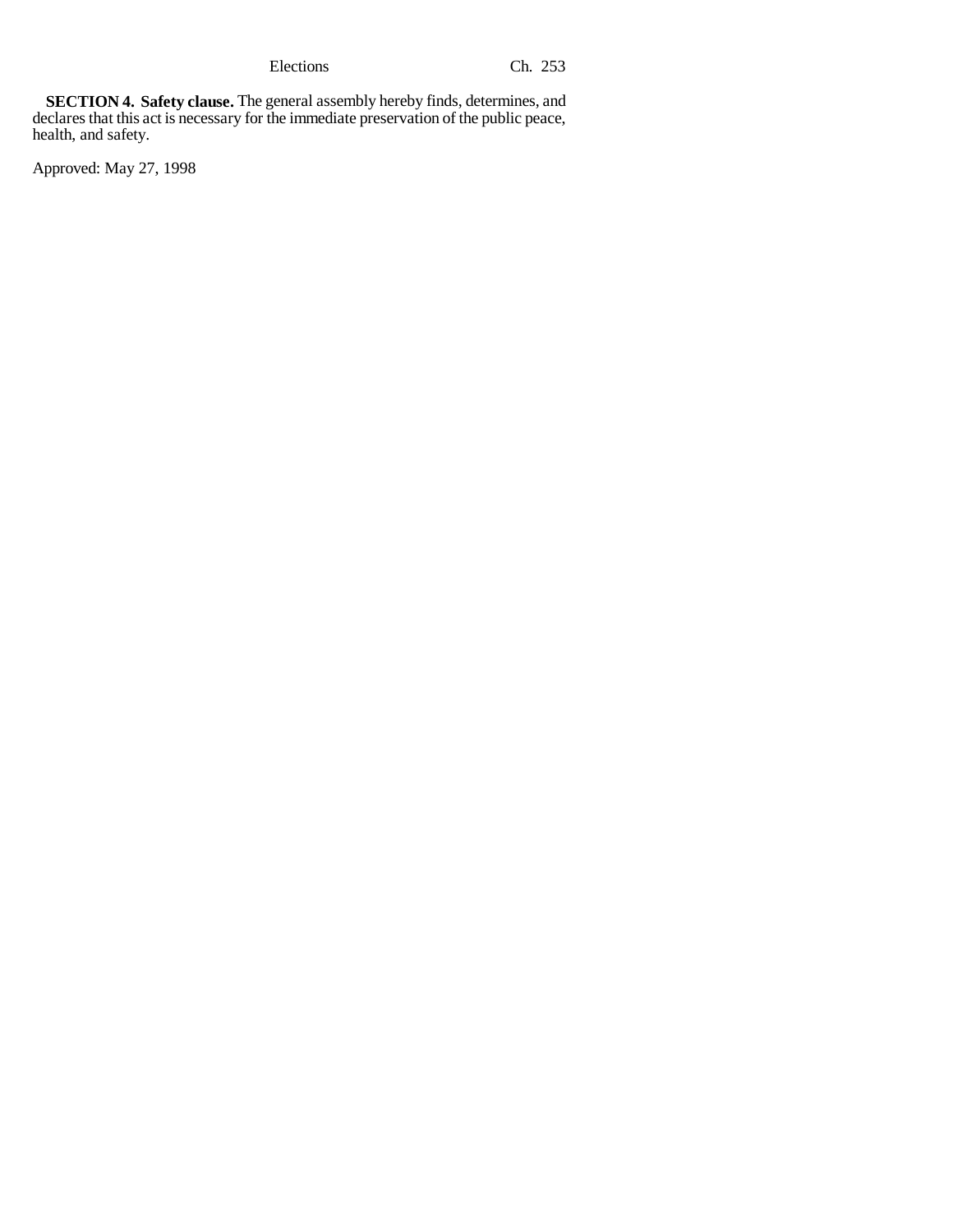**SECTION 4. Safety clause.** The general assembly hereby finds, determines, and declares that this act is necessary for the immediate preservation of the public peace, health, and safety.

Approved: May 27, 1998